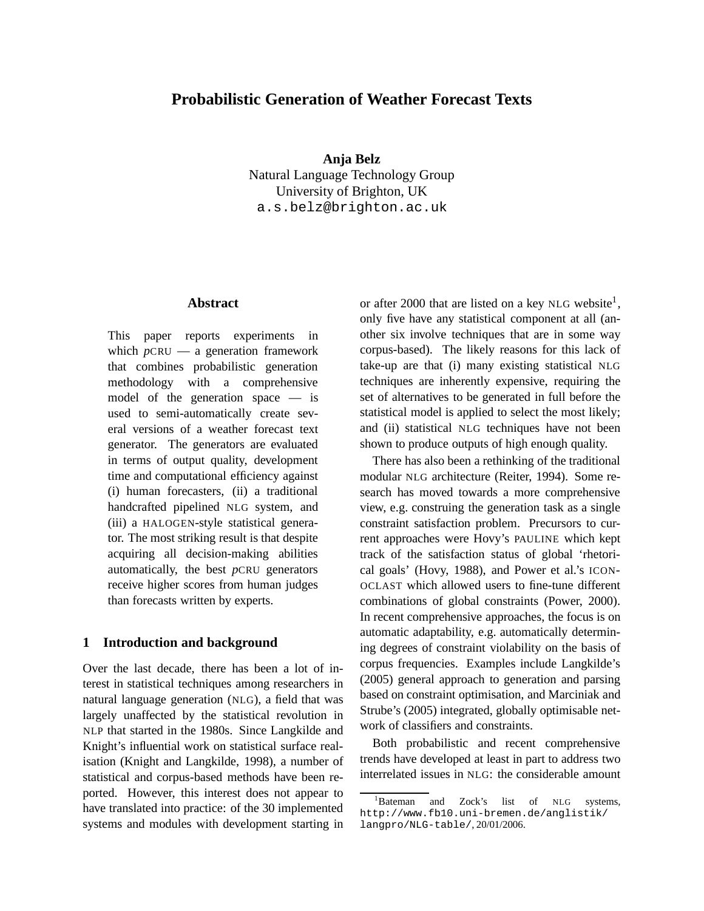# Probabilistic Generation of Weather Forecast Texts

**Anja Belz**
Natural Language Technology Group
University of Brighton, UK
a.s.belz@brighton.ac.uk

## Abstract

This paper reports experiments in which *p*CRU — a generation framework that combines probabilistic generation methodology with a comprehensive model of the generation space — is used to semi-automatically create several versions of a weather forecast text generator. The generators are evaluated in terms of output quality, development time and computational efficiency against (i) human forecasters, (ii) a traditional handcrafted pipelined NLG system, and (iii) a HALOGEN-style statistical generator. The most striking result is that despite acquiring all decision-making abilities automatically, the best *p*CRU generators receive higher scores from human judges than forecasts written by experts.

## 1 Introduction and background

Over the last decade, there has been a lot of interest in statistical techniques among researchers in natural language generation (NLG), a field that was largely unaffected by the statistical revolution in NLP that started in the 1980s. Since Langkilde and Knight's influential work on statistical surface realisation (Knight and Langkilde, 1998), a number of statistical and corpus-based methods have been reported. However, this interest does not appear to have translated into practice: of the 30 implemented systems and modules with development starting in or after 2000 that are listed on a key NLG website[1], only five have any statistical component at all (another six involve techniques that are in some way corpus-based). The likely reasons for this lack of take-up are that (i) many existing statistical NLG techniques are inherently expensive, requiring the set of alternatives to be generated in full before the statistical model is applied to select the most likely; and (ii) statistical NLG techniques have not been shown to produce outputs of high enough quality.

There has also been a rethinking of the traditional modular NLG architecture (Reiter, 1994). Some research has moved towards a more comprehensive view, e.g. construing the generation task as a single constraint satisfaction problem. Precursors to current approaches were Hovy's PAULINE which kept track of the satisfaction status of global 'rhetorical goals' (Hovy, 1988), and Power et al.'s ICONOCLAST which allowed users to fine-tune different combinations of global constraints (Power, 2000). In recent comprehensive approaches, the focus is on automatic adaptability, e.g. automatically determining degrees of constraint violability on the basis of corpus frequencies. Examples include Langkilde's (2005) general approach to generation and parsing based on constraint optimisation, and Marciniak and Strube's (2005) integrated, globally optimisable network of classifiers and constraints.

Both probabilistic and recent comprehensive trends have developed at least in part to address two interrelated issues in NLG: the considerable amount

[1] Bateman and Zock's list of NLG systems, http://www.fb10.uni-bremen.de/anglistik/langpro/NLG-table/, 20/01/2006.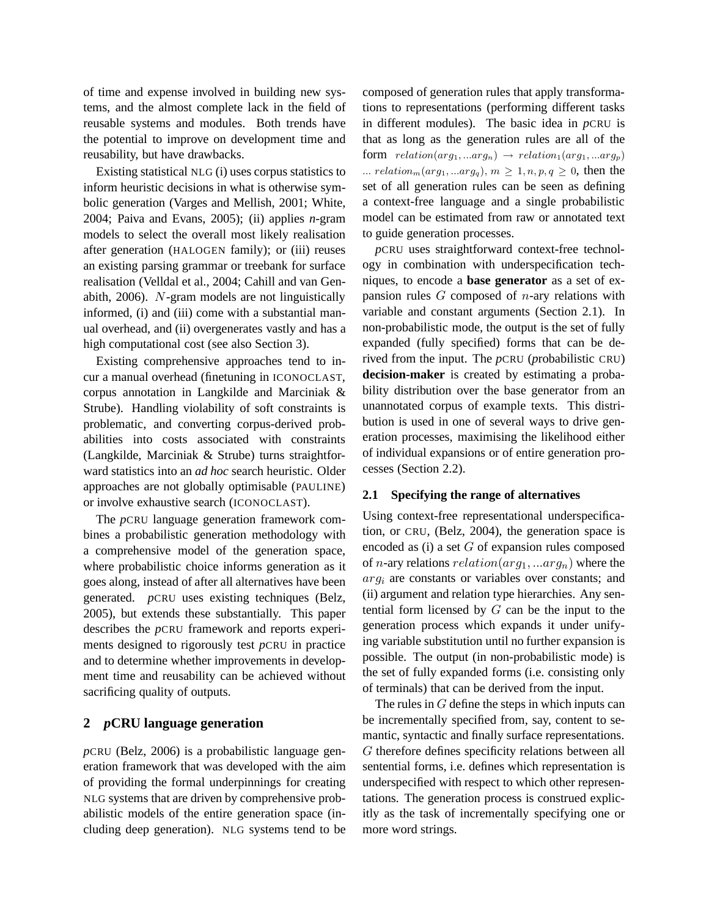of time and expense involved in building new systems, and the almost complete lack in the field of reusable systems and modules. Both trends have the potential to improve on development time and reusability, but have drawbacks.

Existing statistical NLG (i) uses corpus statistics to inform heuristic decisions in what is otherwise symbolic generation (Varges and Mellish, 2001; White, 2004; Paiva and Evans, 2005); (ii) applies *n*-gram models to select the overall most likely realisation after generation (HALOGEN family); or (iii) reuses an existing parsing grammar or treebank for surface realisation (Velldal et al., 2004; Cahill and van Genabith, 2006). $N$-gram models are not linguistically informed, (i) and (iii) come with a substantial manual overhead, and (ii) overgenerates vastly and has a high computational cost (see also Section 3).

Existing comprehensive approaches tend to incur a manual overhead (finetuning in ICONOCLAST, corpus annotation in Langkilde and Marciniak & Strube). Handling violability of soft constraints is problematic, and converting corpus-derived probabilities into costs associated with constraints (Langkilde, Marciniak & Strube) turns straightforward statistics into an *ad hoc* search heuristic. Older approaches are not globally optimisable (PAULINE) or involve exhaustive search (ICONOCLAST).

The *p*CRU language generation framework combines a probabilistic generation methodology with a comprehensive model of the generation space, where probabilistic choice informs generation as it goes along, instead of after all alternatives have been generated. *p*CRU uses existing techniques (Belz, 2005), but extends these substantially. This paper describes the *p*CRU framework and reports experiments designed to rigorously test *p*CRU in practice and to determine whether improvements in development time and reusability can be achieved without sacrificing quality of outputs.

## 2 *p*CRU language generation

*p*CRU (Belz, 2006) is a probabilistic language generation framework that was developed with the aim of providing the formal underpinnings for creating NLG systems that are driven by comprehensive probabilistic models of the entire generation space (including deep generation). NLG systems tend to be composed of generation rules that apply transformations to representations (performing different tasks in different modules). The basic idea in *p*CRU is that as long as the generation rules are all of the form $relation(arg_1, ...arg_n) \rightarrow relation_1(arg_1, ...arg_p)$ $... \ relation_m(arg_1, ...arg_q)$, $m \geq 1, n, p, q \geq 0$, then the set of all generation rules can be seen as defining a context-free language and a single probabilistic model can be estimated from raw or annotated text to guide generation processes.

*p*CRU uses straightforward context-free technology in combination with underspecification techniques, to encode a **base generator** as a set of expansion rules $G$ composed of $n$-ary relations with variable and constant arguments (Section 2.1). In non-probabilistic mode, the output is the set of fully expanded (fully specified) forms that can be derived from the input. The *p*CRU (*p*robabilistic CRU) **decision-maker** is created by estimating a probability distribution over the base generator from an unannotated corpus of example texts. This distribution is used in one of several ways to drive generation processes, maximising the likelihood either of individual expansions or of entire generation processes (Section 2.2).

### 2.1 Specifying the range of alternatives

Using context-free representational underspecification, or CRU, (Belz, 2004), the generation space is encoded as (i) a set $G$ of expansion rules composed of $n$-ary relations $relation(arg_1, ...arg_n)$ where the $arg_i$ are constants or variables over constants; and (ii) argument and relation type hierarchies. Any sentential form licensed by $G$ can be the input to the generation process which expands it under unifying variable substitution until no further expansion is possible. The output (in non-probabilistic mode) is the set of fully expanded forms (i.e. consisting only of terminals) that can be derived from the input.

The rules in $G$ define the steps in which inputs can be incrementally specified from, say, content to semantic, syntactic and finally surface representations. $G$ therefore defines specificity relations between all sentential forms, i.e. defines which representation is underspecified with respect to which other representations. The generation process is construed explicitly as the task of incrementally specifying one or more word strings.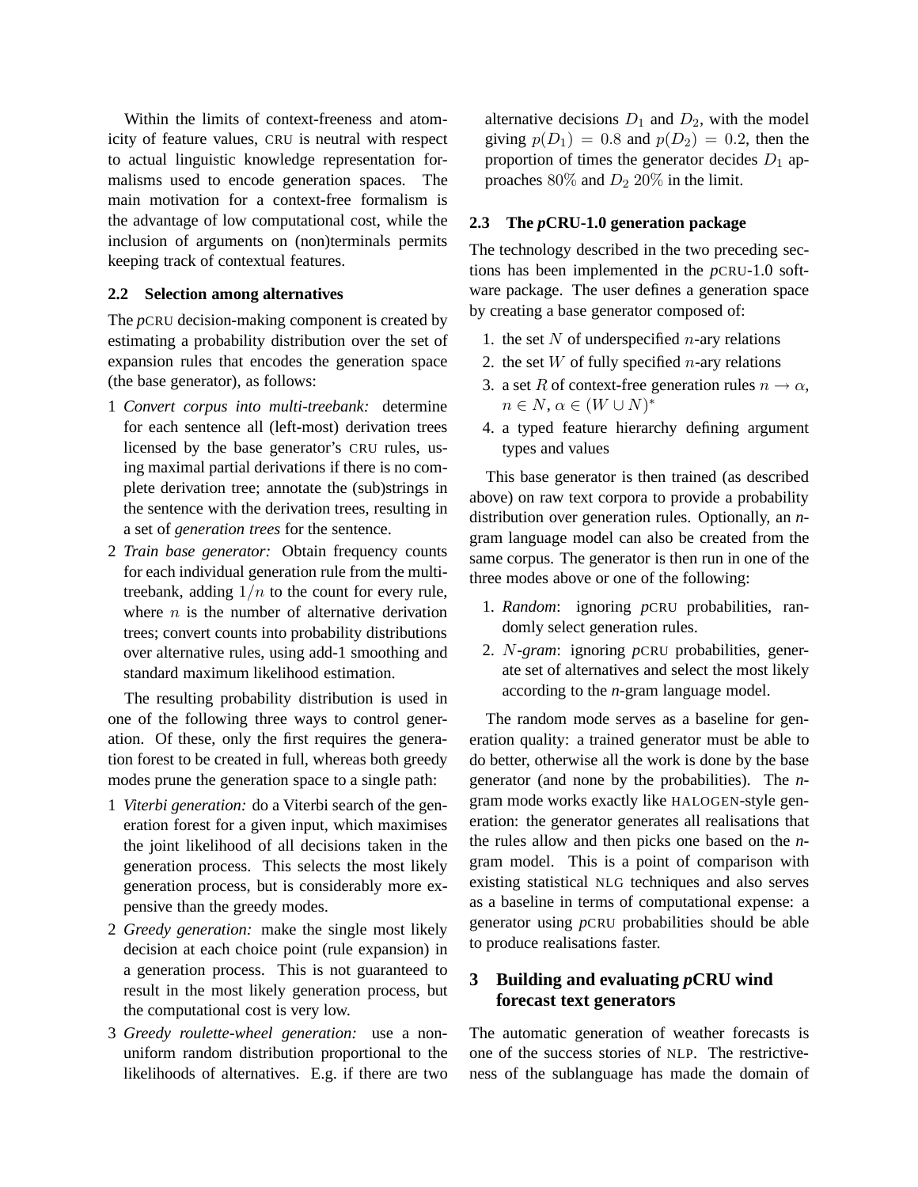Within the limits of context-freeness and atomicity of feature values, CRU is neutral with respect to actual linguistic knowledge representation formalisms used to encode generation spaces. The main motivation for a context-free formalism is the advantage of low computational cost, while the inclusion of arguments on (non)terminals permits keeping track of contextual features.

### 2.2 Selection among alternatives

The *p*CRU decision-making component is created by estimating a probability distribution over the set of expansion rules that encodes the generation space (the base generator), as follows:

1 *Convert corpus into multi-treebank:* determine for each sentence all (left-most) derivation trees licensed by the base generator's CRU rules, using maximal partial derivations if there is no complete derivation tree; annotate the (sub)strings in the sentence with the derivation trees, resulting in a set of *generation trees* for the sentence.

2 *Train base generator:* Obtain frequency counts for each individual generation rule from the multi-treebank, adding $1/n$ to the count for every rule, where $n$ is the number of alternative derivation trees; convert counts into probability distributions over alternative rules, using add-1 smoothing and standard maximum likelihood estimation.

The resulting probability distribution is used in one of the following three ways to control generation. Of these, only the first requires the generation forest to be created in full, whereas both greedy modes prune the generation space to a single path:

1 *Viterbi generation:* do a Viterbi search of the generation forest for a given input, which maximises the joint likelihood of all decisions taken in the generation process. This selects the most likely generation process, but is considerably more expensive than the greedy modes.

2 *Greedy generation:* make the single most likely decision at each choice point (rule expansion) in a generation process. This is not guaranteed to result in the most likely generation process, but the computational cost is very low.

3 *Greedy roulette-wheel generation:* use a non-uniform random distribution proportional to the likelihoods of alternatives. E.g. if there are two alternative decisions $D_1$ and $D_2$, with the model giving $p(D_1) = 0.8$ and $p(D_2) = 0.2$, then the proportion of times the generator decides $D_1$ approaches 80% and $D_2$ 20% in the limit.

### 2.3 The *p*CRU-1.0 generation package

The technology described in the two preceding sections has been implemented in the *p*CRU-1.0 software package. The user defines a generation space by creating a base generator composed of:

1. the set $N$ of underspecified $n$-ary relations
2. the set $W$ of fully specified $n$-ary relations
3. a set $R$ of context-free generation rules $n \rightarrow \alpha$, $n \in N$, $\alpha \in (W \cup N)^*$
4. a typed feature hierarchy defining argument types and values

This base generator is then trained (as described above) on raw text corpora to provide a probability distribution over generation rules. Optionally, an *n*-gram language model can also be created from the same corpus. The generator is then run in one of the three modes above or one of the following:

1. *Random*: ignoring *p*CRU probabilities, randomly select generation rules.
2. *N-gram*: ignoring *p*CRU probabilities, generate set of alternatives and select the most likely according to the *n*-gram language model.

The random mode serves as a baseline for generation quality: a trained generator must be able to do better, otherwise all the work is done by the base generator (and none by the probabilities). The *n*-gram mode works exactly like HALOGEN-style generation: the generator generates all realisations that the rules allow and then picks one based on the *n*-gram model. This is a point of comparison with existing statistical NLG techniques and also serves as a baseline in terms of computational expense: a generator using *p*CRU probabilities should be able to produce realisations faster.

## 3 Building and evaluating *p*CRU wind forecast text generators

The automatic generation of weather forecasts is one of the success stories of NLP. The restrictiveness of the sublanguage has made the domain of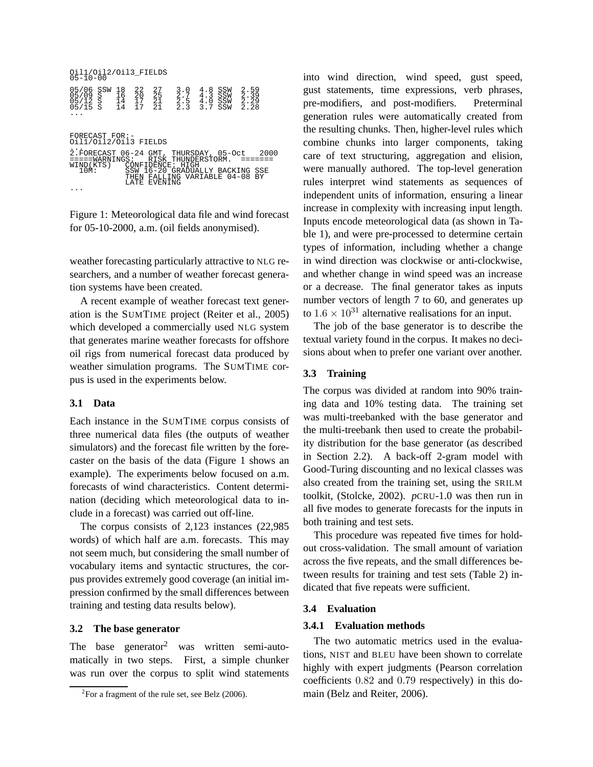```
Oil1/Oil2/Oil3_FIELDS
05-10-00

05/06 SSW 18  22  27   3.0  4.8 SSW  2.59
05/09 S   16  20  25   2.7  4.3 SSW  2.39
05/12 S   14  17  21   2.5  4.0 SSW  2.29
05/15 S   14  17  21   2.3  3.7 SSW  2.28
...

FORECAST FOR:-
Oil1/Oil2/Oil3 FIELDS
...
2.FORECAST 06-24 GMT, THURSDAY, 05-Oct   2000
=====WARNINGS:   RISK THUNDERSTORM.  =======
WIND(KTS)    CONFIDENCE: HIGH
  10M:       SSW 16-20 GRADUALLY BACKING SSE
             THEN FALLING VARIABLE 04-08 BY
             LATE EVENING
...
```

Figure 1: Meteorological data file and wind forecast for 05-10-2000, a.m. (oil fields anonymised).

weather forecasting particularly attractive to NLG researchers, and a number of weather forecast generation systems have been created.

A recent example of weather forecast text generation is the SUMTIME project (Reiter et al., 2005) which developed a commercially used NLG system that generates marine weather forecasts for offshore oil rigs from numerical forecast data produced by weather simulation programs. The SUMTIME corpus is used in the experiments below.

### 3.1 Data

Each instance in the SUMTIME corpus consists of three numerical data files (the outputs of weather simulators) and the forecast file written by the forecaster on the basis of the data (Figure 1 shows an example). The experiments below focused on a.m. forecasts of wind characteristics. Content determination (deciding which meteorological data to include in a forecast) was carried out off-line.

The corpus consists of 2,123 instances (22,985 words) of which half are a.m. forecasts. This may not seem much, but considering the small number of vocabulary items and syntactic structures, the corpus provides extremely good coverage (an initial impression confirmed by the small differences between training and testing data results below).

### 3.2 The base generator

The base generator[2] was written semi-automatically in two steps. First, a simple chunker was run over the corpus to split wind statements into wind direction, wind speed, gust speed, gust statements, time expressions, verb phrases, pre-modifiers, and post-modifiers. Preterminal generation rules were automatically created from the resulting chunks. Then, higher-level rules which combine chunks into larger components, taking care of text structuring, aggregation and elision, were manually authored. The top-level generation rules interpret wind statements as sequences of independent units of information, ensuring a linear increase in complexity with increasing input length. Inputs encode meteorological data (as shown in Table 1), and were pre-processed to determine certain types of information, including whether a change in wind direction was clockwise or anti-clockwise, and whether change in wind speed was an increase or a decrease. The final generator takes as inputs number vectors of length 7 to 60, and generates up to $1.6 \times 10^{31}$ alternative realisations for an input.

The job of the base generator is to describe the textual variety found in the corpus. It makes no decisions about when to prefer one variant over another.

### 3.3 Training

The corpus was divided at random into 90% training data and 10% testing data. The training set was multi-treebanked with the base generator and the multi-treebank then used to create the probability distribution for the base generator (as described in Section 2.2). A back-off 2-gram model with Good-Turing discounting and no lexical classes was also created from the training set, using the SRILM toolkit, (Stolcke, 2002). *p*CRU-1.0 was then run in all five modes to generate forecasts for the inputs in both training and test sets.

This procedure was repeated five times for hold-out cross-validation. The small amount of variation across the five repeats, and the small differences between results for training and test sets (Table 2) indicated that five repeats were sufficient.

### 3.4 Evaluation

#### 3.4.1 Evaluation methods

The two automatic metrics used in the evaluations, NIST and BLEU have been shown to correlate highly with expert judgments (Pearson correlation coefficients $0.82$ and $0.79$ respectively) in this domain (Belz and Reiter, 2006).

[2] For a fragment of the rule set, see Belz (2006).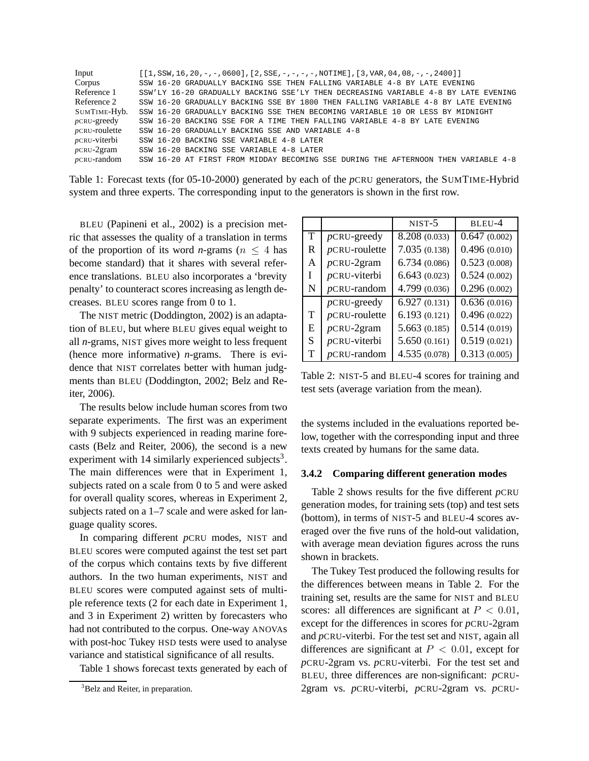| | |
|---|---|
| Input | `[[1,SSW,16,20,-,-,0600],[2,SSE,-,-,-,-,NOTIME],[3,VAR,04,08,-,-,2400]]` |
| Corpus | `SSW 16-20 GRADUALLY BACKING SSE THEN FALLING VARIABLE 4-8 BY LATE EVENING` |
| Reference 1 | `SSW'LY 16-20 GRADUALLY BACKING SSE'LY THEN DECREASING VARIABLE 4-8 BY LATE EVENING` |
| Reference 2 | `SSW 16-20 GRADUALLY BACKING SSE BY 1800 THEN FALLING VARIABLE 4-8 BY LATE EVENING` |
| SumTime-Hyb. | `SSW 16-20 GRADUALLY BACKING SSE THEN BECOMING VARIABLE 10 OR LESS BY MIDNIGHT` |
| *p*CRU-greedy | `SSW 16-20 BACKING SSE FOR A TIME THEN FALLING VARIABLE 4-8 BY LATE EVENING` |
| *p*CRU-roulette | `SSW 16-20 GRADUALLY BACKING SSE AND VARIABLE 4-8` |
| *p*CRU-viterbi | `SSW 16-20 BACKING SSE VARIABLE 4-8 LATER` |
| *p*CRU-2gram | `SSW 16-20 BACKING SSE VARIABLE 4-8 LATER` |
| *p*CRU-random | `SSW 16-20 AT FIRST FROM MIDDAY BECOMING SSE DURING THE AFTERNOON THEN VARIABLE 4-8` |

Table 1: Forecast texts (for 05-10-2000) generated by each of the *p*CRU generators, the SumTime-Hybrid system and three experts. The corresponding input to the generators is shown in the first row.

BLEU (Papineni et al., 2002) is a precision metric that assesses the quality of a translation in terms of the proportion of its word *n*-grams ($n \leq 4$ has become standard) that it shares with several reference translations. BLEU also incorporates a 'brevity penalty' to counteract scores increasing as length decreases. BLEU scores range from 0 to 1.

The NIST metric (Doddington, 2002) is an adaptation of BLEU, but where BLEU gives equal weight to all *n*-grams, NIST gives more weight to less frequent (hence more informative) *n*-grams. There is evidence that NIST correlates better with human judgments than BLEU (Doddington, 2002; Belz and Reiter, 2006).

The results below include human scores from two separate experiments. The first was an experiment with 9 subjects experienced in reading marine forecasts (Belz and Reiter, 2006), the second is a new experiment with 14 similarly experienced subjects[3]. The main differences were that in Experiment 1, subjects rated on a scale from 0 to 5 and were asked for overall quality scores, whereas in Experiment 2, subjects rated on a 1–7 scale and were asked for language quality scores.

In comparing different *p*CRU modes, NIST and BLEU scores were computed against the test set part of the corpus which contains texts by five different authors. In the two human experiments, NIST and BLEU scores were computed against sets of multiple reference texts (2 for each date in Experiment 1, and 3 in Experiment 2) written by forecasters who had not contributed to the corpus. One-way ANOVAs with post-hoc Tukey HSD tests were used to analyse variance and statistical significance of all results.

Table 1 shows forecast texts generated by each of the systems included in the evaluations reported below, together with the corresponding input and three texts created by humans for the same data.

| | | NIST-5 | BLEU-4 |
|---|---|---|---|
| TRAIN | *p*CRU-greedy | 8.208 (0.033) | 0.647 (0.002) |
| | *p*CRU-roulette | 7.035 (0.138) | 0.496 (0.010) |
| | *p*CRU-2gram | 6.734 (0.086) | 0.523 (0.008) |
| | *p*CRU-viterbi | 6.643 (0.023) | 0.524 (0.002) |
| | *p*CRU-random | 4.799 (0.036) | 0.296 (0.002) |
| TEST | *p*CRU-greedy | 6.927 (0.131) | 0.636 (0.016) |
| | *p*CRU-roulette | 6.193 (0.121) | 0.496 (0.022) |
| | *p*CRU-2gram | 5.663 (0.185) | 0.514 (0.019) |
| | *p*CRU-viterbi | 5.650 (0.161) | 0.519 (0.021) |
| | *p*CRU-random | 4.535 (0.078) | 0.313 (0.005) |

Table 2: NIST-5 and BLEU-4 scores for training and test sets (average variation from the mean).

### 3.4.2 Comparing different generation modes

Table 2 shows results for the five different *p*CRU generation modes, for training sets (top) and test sets (bottom), in terms of NIST-5 and BLEU-4 scores averaged over the five runs of the hold-out validation, with average mean deviation figures across the runs shown in brackets.

The Tukey Test produced the following results for the differences between means in Table 2. For the training set, results are the same for NIST and BLEU scores: all differences are significant at $P < 0.01$, except for the differences in scores for *p*CRU-2gram and *p*CRU-viterbi. For the test set and NIST, again all differences are significant at $P < 0.01$, except for *p*CRU-2gram vs. *p*CRU-viterbi. For the test set and BLEU, three differences are non-significant: *p*CRU-2gram vs. *p*CRU-viterbi, *p*CRU-2gram vs. *p*CRU-

[3] Belz and Reiter, in preparation.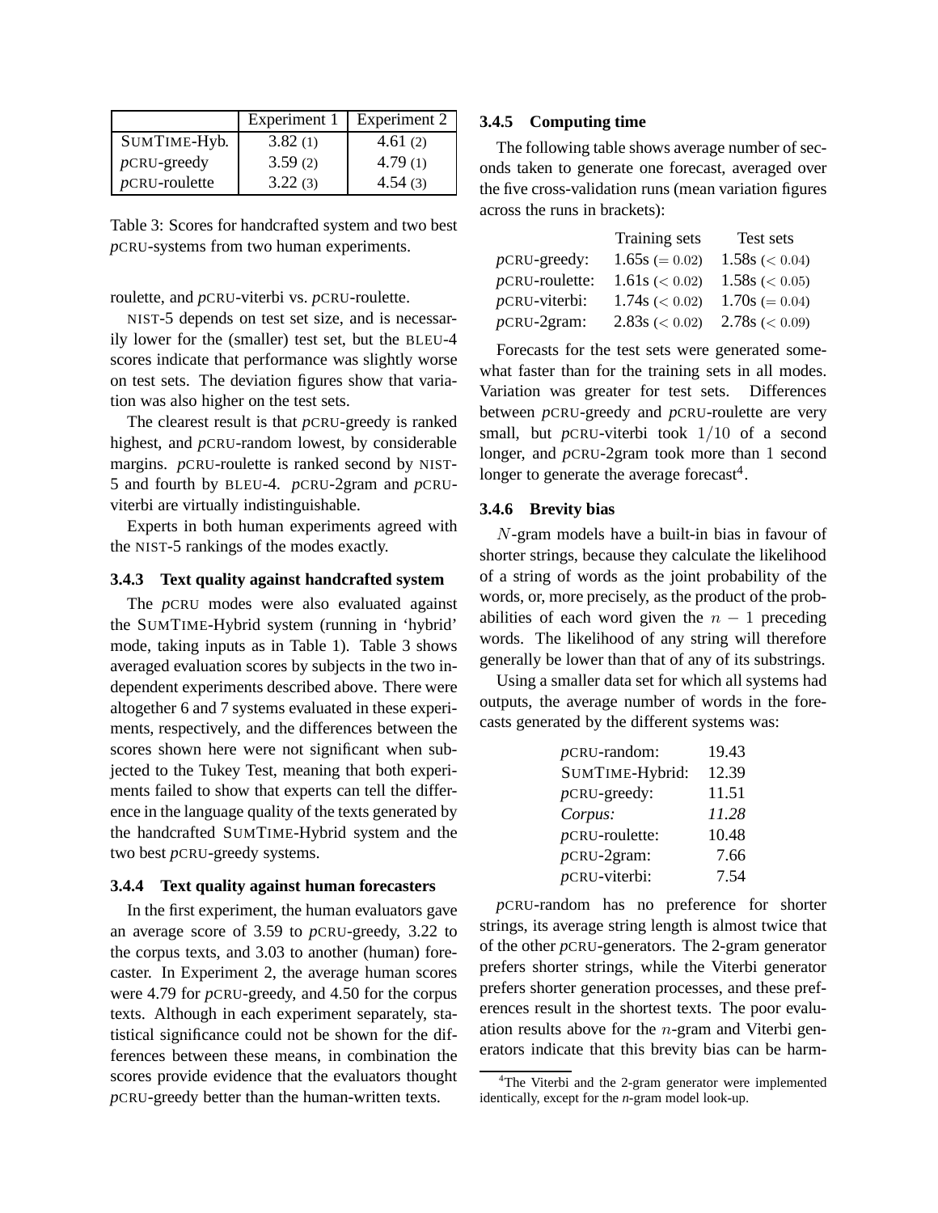| | Experiment 1 | Experiment 2 |
|---|---|---|
| SumTime-Hyb. | 3.82 (1) | 4.61 (2) |
| *p*CRU-greedy | 3.59 (2) | 4.79 (1) |
| *p*CRU-roulette | 3.22 (3) | 4.54 (3) |

Table 3: Scores for handcrafted system and two best *p*CRU-systems from two human experiments.

roulette, and *p*CRU-viterbi vs. *p*CRU-roulette.

NIST-5 depends on test set size, and is necessarily lower for the (smaller) test set, but the BLEU-4 scores indicate that performance was slightly worse on test sets. The deviation figures show that variation was also higher on the test sets.

The clearest result is that *p*CRU-greedy is ranked highest, and *p*CRU-random lowest, by considerable margins. *p*CRU-roulette is ranked second by NIST-5 and fourth by BLEU-4. *p*CRU-2gram and *p*CRU-viterbi are virtually indistinguishable.

Experts in both human experiments agreed with the NIST-5 rankings of the modes exactly.

### 3.4.3 Text quality against handcrafted system

The *p*CRU modes were also evaluated against the SumTime-Hybrid system (running in 'hybrid' mode, taking inputs as in Table 1). Table 3 shows averaged evaluation scores by subjects in the two independent experiments described above. There were altogether 6 and 7 systems evaluated in these experiments, respectively, and the differences between the scores shown here were not significant when subjected to the Tukey Test, meaning that both experiments failed to show that experts can tell the difference in the language quality of the texts generated by the handcrafted SumTime-Hybrid system and the two best *p*CRU-greedy systems.

### 3.4.4 Text quality against human forecasters

In the first experiment, the human evaluators gave an average score of 3.59 to *p*CRU-greedy, 3.22 to the corpus texts, and 3.03 to another (human) forecaster. In Experiment 2, the average human scores were 4.79 for *p*CRU-greedy, and 4.50 for the corpus texts. Although in each experiment separately, statistical significance could not be shown for the differences between these means, in combination the scores provide evidence that the evaluators thought *p*CRU-greedy better than the human-written texts.

### 3.4.5 Computing time

The following table shows average number of seconds taken to generate one forecast, averaged over the five cross-validation runs (mean variation figures across the runs in brackets):

| | Training sets | Test sets |
|---|---|---|
| *p*CRU-greedy: | 1.65s ($= 0.02$) | 1.58s ($< 0.04$) |
| *p*CRU-roulette: | 1.61s ($< 0.02$) | 1.58s ($< 0.05$) |
| *p*CRU-viterbi: | 1.74s ($< 0.02$) | 1.70s ($= 0.04$) |
| *p*CRU-2gram: | 2.83s ($< 0.02$) | 2.78s ($< 0.09$) |

Forecasts for the test sets were generated somewhat faster than for the training sets in all modes. Variation was greater for test sets. Differences between *p*CRU-greedy and *p*CRU-roulette are very small, but *p*CRU-viterbi took $1/10$ of a second longer, and *p*CRU-2gram took more than 1 second longer to generate the average forecast[4].

### 3.4.6 Brevity bias

$N$-gram models have a built-in bias in favour of shorter strings, because they calculate the likelihood of a string of words as the joint probability of the words, or, more precisely, as the product of the probabilities of each word given the $n-1$ preceding words. The likelihood of any string will therefore generally be lower than that of any of its substrings.

Using a smaller data set for which all systems had outputs, the average number of words in the forecasts generated by the different systems was:

| | |
|---|---|
| *p*CRU-random: | 19.43 |
| SumTime-Hybrid: | 12.39 |
| *p*CRU-greedy: | 11.51 |
| *Corpus:* | *11.28* |
| *p*CRU-roulette: | 10.48 |
| *p*CRU-2gram: | 7.66 |
| *p*CRU-viterbi: | 7.54 |

*p*CRU-random has no preference for shorter strings, its average string length is almost twice that of the other *p*CRU-generators. The 2-gram generator prefers shorter strings, while the Viterbi generator prefers shorter generation processes, and these preferences result in the shortest texts. The poor evaluation results above for the $n$-gram and Viterbi generators indicate that this brevity bias can be harm-

[4] The Viterbi and the 2-gram generator were implemented identically, except for the *n*-gram model look-up.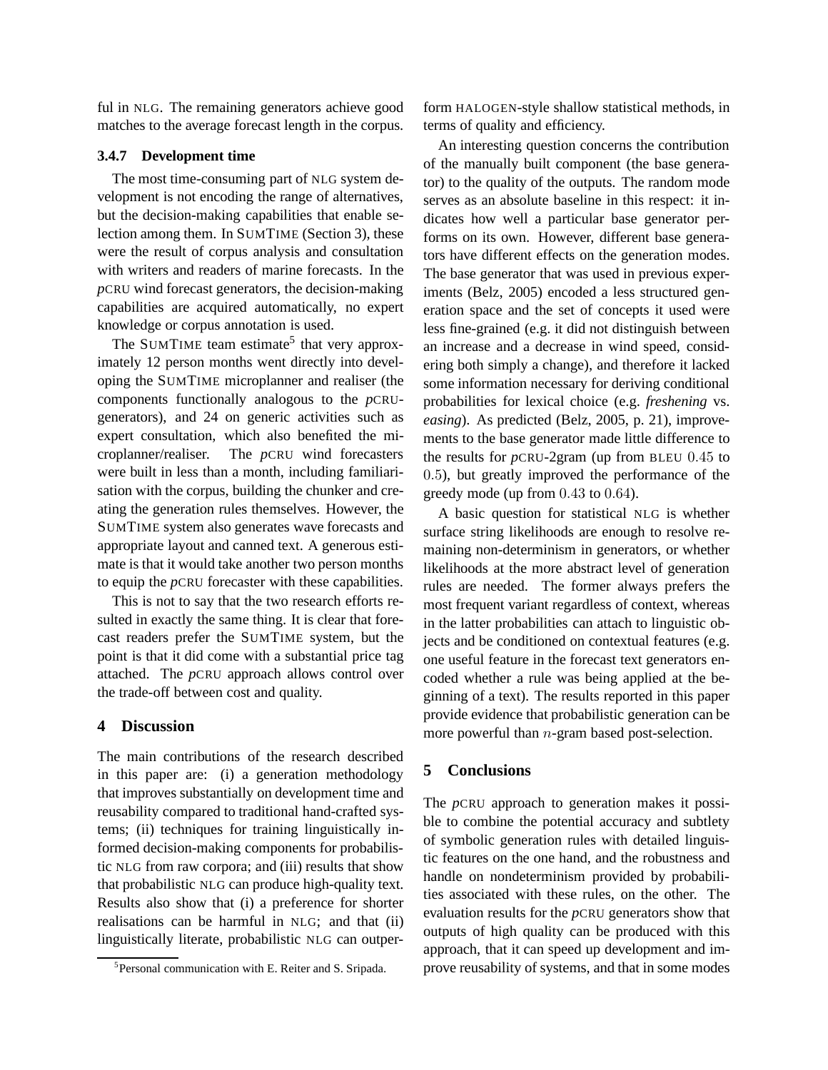ful in NLG. The remaining generators achieve good matches to the average forecast length in the corpus.

#### 3.4.7 Development time

The most time-consuming part of NLG system development is not encoding the range of alternatives, but the decision-making capabilities that enable selection among them. In SUMTIME (Section 3), these were the result of corpus analysis and consultation with writers and readers of marine forecasts. In the *p*CRU wind forecast generators, the decision-making capabilities are acquired automatically, no expert knowledge or corpus annotation is used.

The SUMTIME team estimate[5] that very approximately 12 person months went directly into developing the SUMTIME microplanner and realiser (the components functionally analogous to the *p*CRU-generators), and 24 on generic activities such as expert consultation, which also benefited the microplanner/realiser. The *p*CRU wind forecasters were built in less than a month, including familiarisation with the corpus, building the chunker and creating the generation rules themselves. However, the SUMTIME system also generates wave forecasts and appropriate layout and canned text. A generous estimate is that it would take another two person months to equip the *p*CRU forecaster with these capabilities.

This is not to say that the two research efforts resulted in exactly the same thing. It is clear that forecast readers prefer the SUMTIME system, but the point is that it did come with a substantial price tag attached. The *p*CRU approach allows control over the trade-off between cost and quality.

## 4 Discussion

The main contributions of the research described in this paper are: (i) a generation methodology that improves substantially on development time and reusability compared to traditional hand-crafted systems; (ii) techniques for training linguistically informed decision-making components for probabilistic NLG from raw corpora; and (iii) results that show that probabilistic NLG can produce high-quality text. Results also show that (i) a preference for shorter realisations can be harmful in NLG; and that (ii) linguistically literate, probabilistic NLG can outperform HALOGEN-style shallow statistical methods, in terms of quality and efficiency.

An interesting question concerns the contribution of the manually built component (the base generator) to the quality of the outputs. The random mode serves as an absolute baseline in this respect: it indicates how well a particular base generator performs on its own. However, different base generators have different effects on the generation modes. The base generator that was used in previous experiments (Belz, 2005) encoded a less structured generation space and the set of concepts it used were less fine-grained (e.g. it did not distinguish between an increase and a decrease in wind speed, considering both simply a change), and therefore it lacked some information necessary for deriving conditional probabilities for lexical choice (e.g. *freshening* vs. *easing*). As predicted (Belz, 2005, p. 21), improvements to the base generator made little difference to the results for *p*CRU-2gram (up from BLEU $0.45$ to $0.5$), but greatly improved the performance of the greedy mode (up from $0.43$ to $0.64$).

A basic question for statistical NLG is whether surface string likelihoods are enough to resolve remaining non-determinism in generators, or whether likelihoods at the more abstract level of generation rules are needed. The former always prefers the most frequent variant regardless of context, whereas in the latter probabilities can attach to linguistic objects and be conditioned on contextual features (e.g. one useful feature in the forecast text generators encoded whether a rule was being applied at the beginning of a text). The results reported in this paper provide evidence that probabilistic generation can be more powerful than $n$-gram based post-selection.

## 5 Conclusions

The *p*CRU approach to generation makes it possible to combine the potential accuracy and subtlety of symbolic generation rules with detailed linguistic features on the one hand, and the robustness and handle on nondeterminism provided by probabilities associated with these rules, on the other. The evaluation results for the *p*CRU generators show that outputs of high quality can be produced with this approach, that it can speed up development and improve reusability of systems, and that in some modes

[5] Personal communication with E. Reiter and S. Sripada.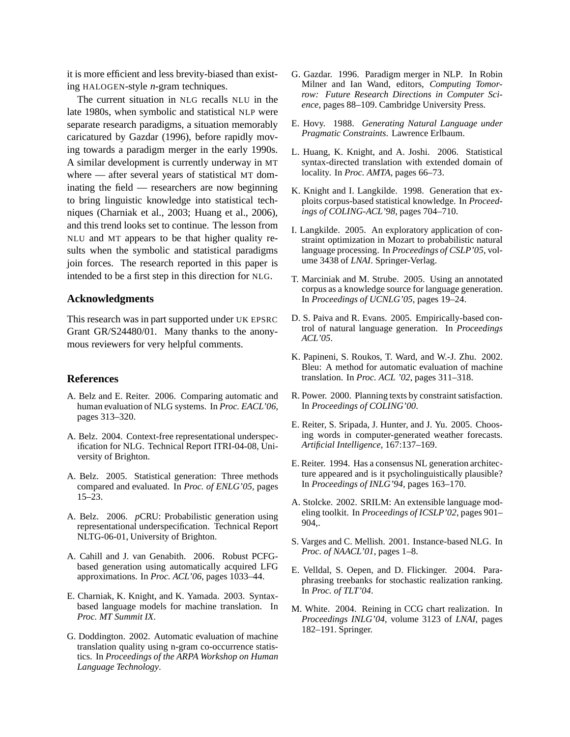it is more efficient and less brevity-biased than existing HALOGEN-style *n*-gram techniques.

The current situation in NLG recalls NLU in the late 1980s, when symbolic and statistical NLP were separate research paradigms, a situation memorably caricatured by Gazdar (1996), before rapidly moving towards a paradigm merger in the early 1990s. A similar development is currently underway in MT where — after several years of statistical MT dominating the field — researchers are now beginning to bring linguistic knowledge into statistical techniques (Charniak et al., 2003; Huang et al., 2006), and this trend looks set to continue. The lesson from NLU and MT appears to be that higher quality results when the symbolic and statistical paradigms join forces. The research reported in this paper is intended to be a first step in this direction for NLG.

## Acknowledgments

This research was in part supported under UK EPSRC Grant GR/S24480/01. Many thanks to the anonymous reviewers for very helpful comments.

## References

A. Belz and E. Reiter. 2006. Comparing automatic and human evaluation of NLG systems. In *Proc. EACL'06*, pages 313–320.

A. Belz. 2004. Context-free representational underspecification for NLG. Technical Report ITRI-04-08, University of Brighton.

A. Belz. 2005. Statistical generation: Three methods compared and evaluated. In *Proc. of ENLG'05*, pages 15–23.

A. Belz. 2006. *p*CRU: Probabilistic generation using representational underspecification. Technical Report NLTG-06-01, University of Brighton.

A. Cahill and J. van Genabith. 2006. Robust PCFG-based generation using automatically acquired LFG approximations. In *Proc. ACL'06*, pages 1033–44.

E. Charniak, K. Knight, and K. Yamada. 2003. Syntax-based language models for machine translation. In *Proc. MT Summit IX*.

G. Doddington. 2002. Automatic evaluation of machine translation quality using n-gram co-occurrence statistics. In *Proceedings of the ARPA Workshop on Human Language Technology*.

G. Gazdar. 1996. Paradigm merger in NLP. In Robin Milner and Ian Wand, editors, *Computing Tomorrow: Future Research Directions in Computer Science*, pages 88–109. Cambridge University Press.

E. Hovy. 1988. *Generating Natural Language under Pragmatic Constraints*. Lawrence Erlbaum.

L. Huang, K. Knight, and A. Joshi. 2006. Statistical syntax-directed translation with extended domain of locality. In *Proc. AMTA*, pages 66–73.

K. Knight and I. Langkilde. 1998. Generation that exploits corpus-based statistical knowledge. In *Proceedings of COLING-ACL'98*, pages 704–710.

I. Langkilde. 2005. An exploratory application of constraint optimization in Mozart to probabilistic natural language processing. In *Proceedings of CSLP'05*, volume 3438 of *LNAI*. Springer-Verlag.

T. Marciniak and M. Strube. 2005. Using an annotated corpus as a knowledge source for language generation. In *Proceedings of UCNLG'05*, pages 19–24.

D. S. Paiva and R. Evans. 2005. Empirically-based control of natural language generation. In *Proceedings ACL'05*.

K. Papineni, S. Roukos, T. Ward, and W.-J. Zhu. 2002. Bleu: A method for automatic evaluation of machine translation. In *Proc. ACL '02*, pages 311–318.

R. Power. 2000. Planning texts by constraint satisfaction. In *Proceedings of COLING'00*.

E. Reiter, S. Sripada, J. Hunter, and J. Yu. 2005. Choosing words in computer-generated weather forecasts. *Artificial Intelligence*, 167:137–169.

E. Reiter. 1994. Has a consensus NL generation architecture appeared and is it psycholinguistically plausible? In *Proceedings of INLG'94*, pages 163–170.

A. Stolcke. 2002. SRILM: An extensible language modeling toolkit. In *Proceedings of ICSLP'02*, pages 901–904,.

S. Varges and C. Mellish. 2001. Instance-based NLG. In *Proc. of NAACL'01*, pages 1–8.

E. Velldal, S. Oepen, and D. Flickinger. 2004. Paraphrasing treebanks for stochastic realization ranking. In *Proc. of TLT'04*.

M. White. 2004. Reining in CCG chart realization. In *Proceedings INLG'04*, volume 3123 of *LNAI*, pages 182–191. Springer.